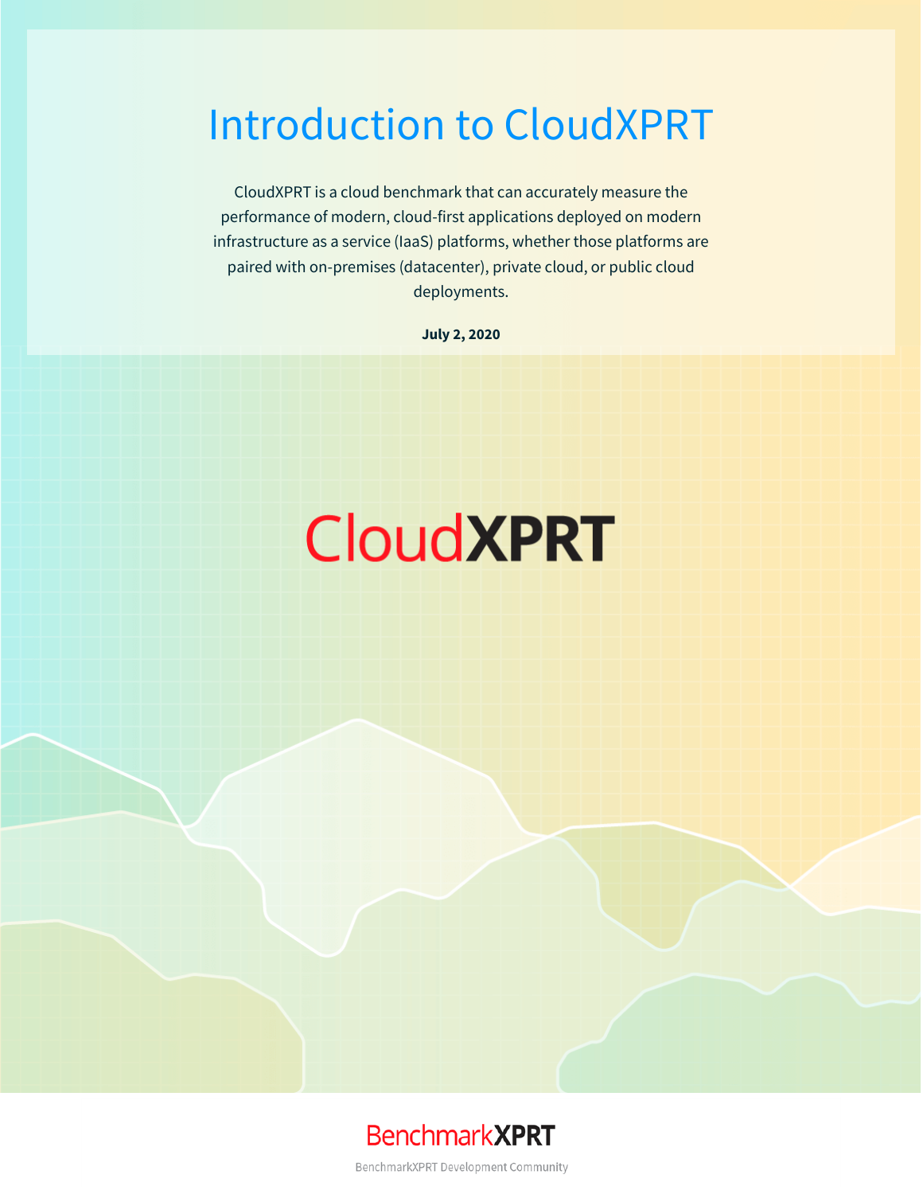# Introduction to CloudXPRT

CloudXPRT is a cloud benchmark that can accurately measure the performance of modern, cloud-first applications deployed on modern infrastructure as a service (IaaS) platforms, whether those platforms are paired with on-premises (datacenter), private cloud, or public cloud deployments.

**July 2, 2020**

CloudXPRT

BenchmarkXPRT

BenchmarkXPRT Development Community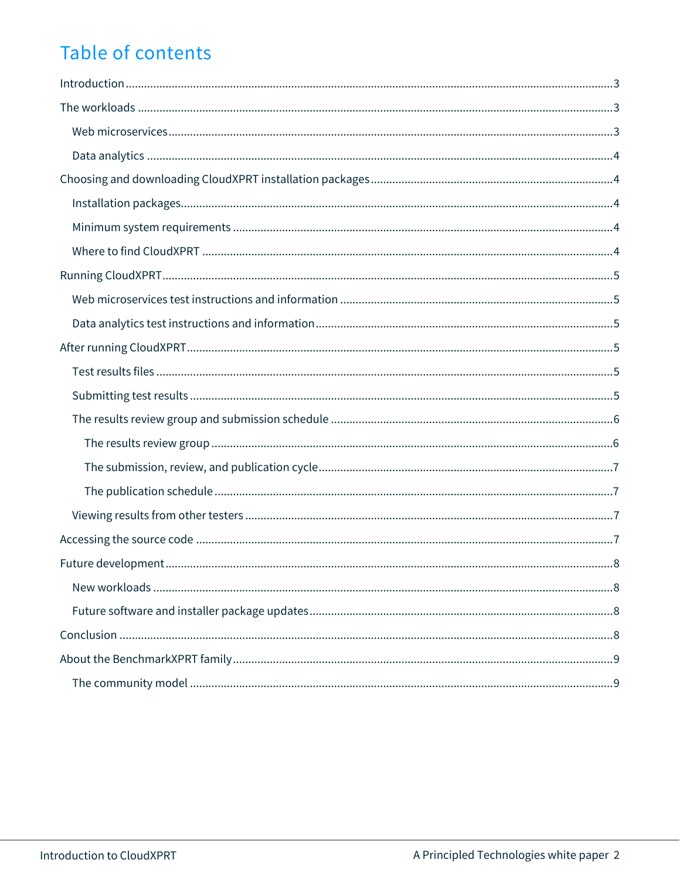# Table of contents

Introduction ....3

The workloads ....3

- Web microservices ....3
- Data analytics ....4

Choosing and downloading CloudXPRT installation packages ....4

- Installation packages ....4
- Minimum system requirements ....4
- Where to find CloudXPRT ....4

Running CloudXPRT ....5

- Web microservices test instructions and information ....5
- Data analytics test instructions and information ....5

After running CloudXPRT ....5

- Test results files ....5
- Submitting test results ....5
- The results review group and submission schedule ....6
  - The results review group ....6
  - The submission, review, and publication cycle ....7
  - The publication schedule ....7
- Viewing results from other testers ....7

Accessing the source code ....7

Future development ....8

- New workloads ....8
- Future software and installer package updates ....8

Conclusion ....8

About the BenchmarkXPRT family ....9

- The community model ....9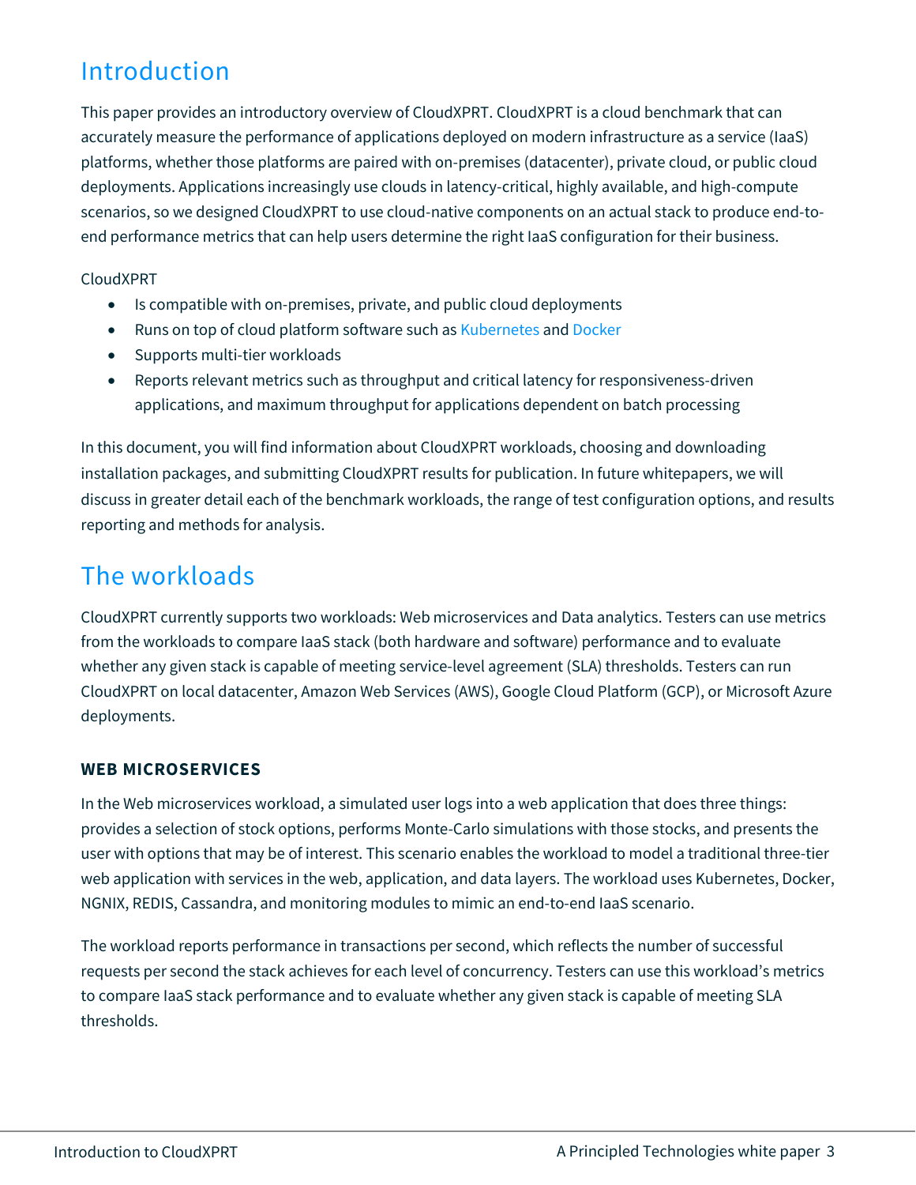## Introduction

This paper provides an introductory overview of CloudXPRT. CloudXPRT is a cloud benchmark that can accurately measure the performance of applications deployed on modern infrastructure as a service (IaaS) platforms, whether those platforms are paired with on-premises (datacenter), private cloud, or public cloud deployments. Applications increasingly use clouds in latency-critical, highly available, and high-compute scenarios, so we designed CloudXPRT to use cloud-native components on an actual stack to produce end-to-end performance metrics that can help users determine the right IaaS configuration for their business.

CloudXPRT

- Is compatible with on-premises, private, and public cloud deployments
- Runs on top of cloud platform software such as Kubernetes and Docker
- Supports multi-tier workloads
- Reports relevant metrics such as throughput and critical latency for responsiveness-driven applications, and maximum throughput for applications dependent on batch processing

In this document, you will find information about CloudXPRT workloads, choosing and downloading installation packages, and submitting CloudXPRT results for publication. In future whitepapers, we will discuss in greater detail each of the benchmark workloads, the range of test configuration options, and results reporting and methods for analysis.

## The workloads

CloudXPRT currently supports two workloads: Web microservices and Data analytics. Testers can use metrics from the workloads to compare IaaS stack (both hardware and software) performance and to evaluate whether any given stack is capable of meeting service-level agreement (SLA) thresholds. Testers can run CloudXPRT on local datacenter, Amazon Web Services (AWS), Google Cloud Platform (GCP), or Microsoft Azure deployments.

### WEB MICROSERVICES

In the Web microservices workload, a simulated user logs into a web application that does three things: provides a selection of stock options, performs Monte-Carlo simulations with those stocks, and presents the user with options that may be of interest. This scenario enables the workload to model a traditional three-tier web application with services in the web, application, and data layers. The workload uses Kubernetes, Docker, NGNIX, REDIS, Cassandra, and monitoring modules to mimic an end-to-end IaaS scenario.

The workload reports performance in transactions per second, which reflects the number of successful requests per second the stack achieves for each level of concurrency. Testers can use this workload's metrics to compare IaaS stack performance and to evaluate whether any given stack is capable of meeting SLA thresholds.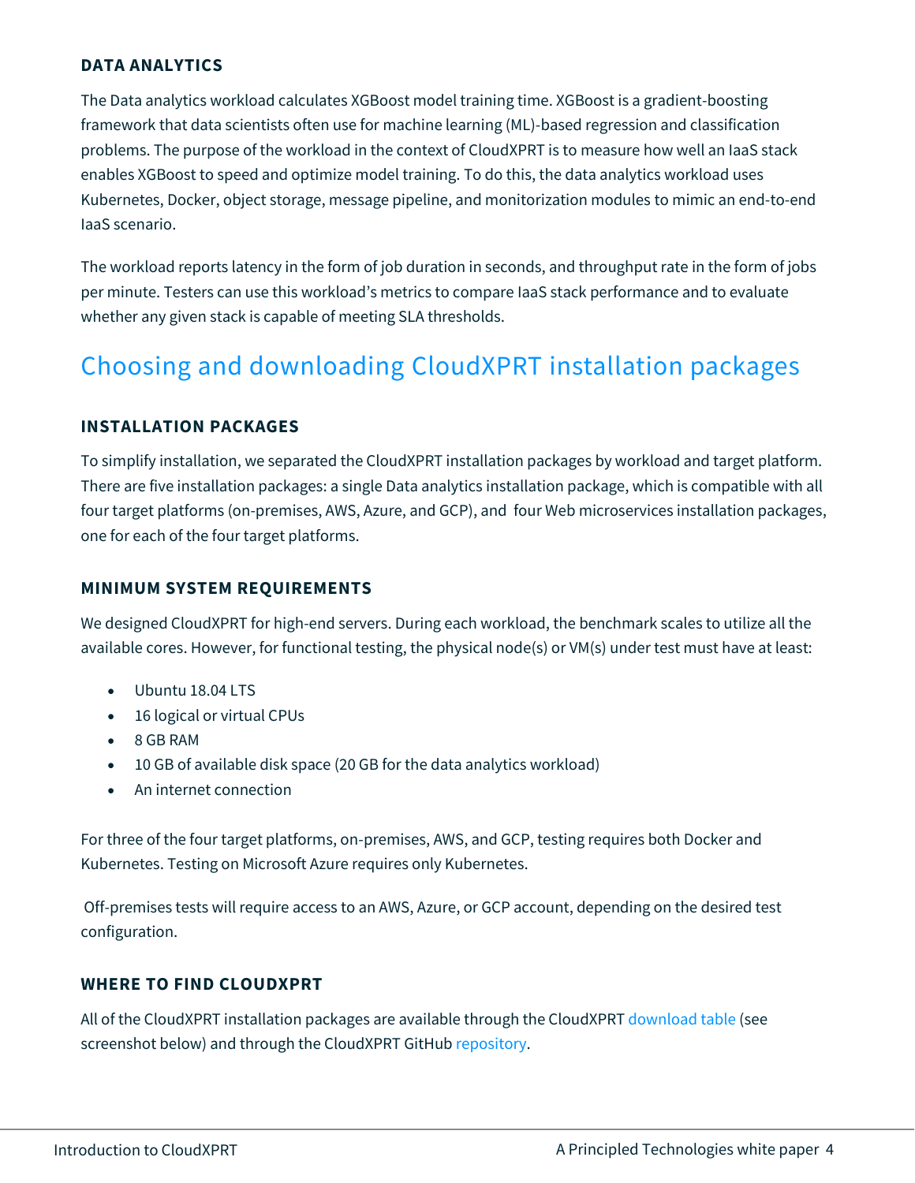### DATA ANALYTICS

The Data analytics workload calculates XGBoost model training time. XGBoost is a gradient-boosting framework that data scientists often use for machine learning (ML)-based regression and classification problems. The purpose of the workload in the context of CloudXPRT is to measure how well an IaaS stack enables XGBoost to speed and optimize model training. To do this, the data analytics workload uses Kubernetes, Docker, object storage, message pipeline, and monitorization modules to mimic an end-to-end IaaS scenario.

The workload reports latency in the form of job duration in seconds, and throughput rate in the form of jobs per minute. Testers can use this workload's metrics to compare IaaS stack performance and to evaluate whether any given stack is capable of meeting SLA thresholds.

## Choosing and downloading CloudXPRT installation packages

### INSTALLATION PACKAGES

To simplify installation, we separated the CloudXPRT installation packages by workload and target platform. There are five installation packages: a single Data analytics installation package, which is compatible with all four target platforms (on-premises, AWS, Azure, and GCP), and four Web microservices installation packages, one for each of the four target platforms.

### MINIMUM SYSTEM REQUIREMENTS

We designed CloudXPRT for high-end servers. During each workload, the benchmark scales to utilize all the available cores. However, for functional testing, the physical node(s) or VM(s) under test must have at least:

- Ubuntu 18.04 LTS
- 16 logical or virtual CPUs
- 8 GB RAM
- 10 GB of available disk space (20 GB for the data analytics workload)
- An internet connection

For three of the four target platforms, on-premises, AWS, and GCP, testing requires both Docker and Kubernetes. Testing on Microsoft Azure requires only Kubernetes.

Off-premises tests will require access to an AWS, Azure, or GCP account, depending on the desired test configuration.

### WHERE TO FIND CLOUDXPRT

All of the CloudXPRT installation packages are available through the CloudXPRT download table (see screenshot below) and through the CloudXPRT GitHub repository.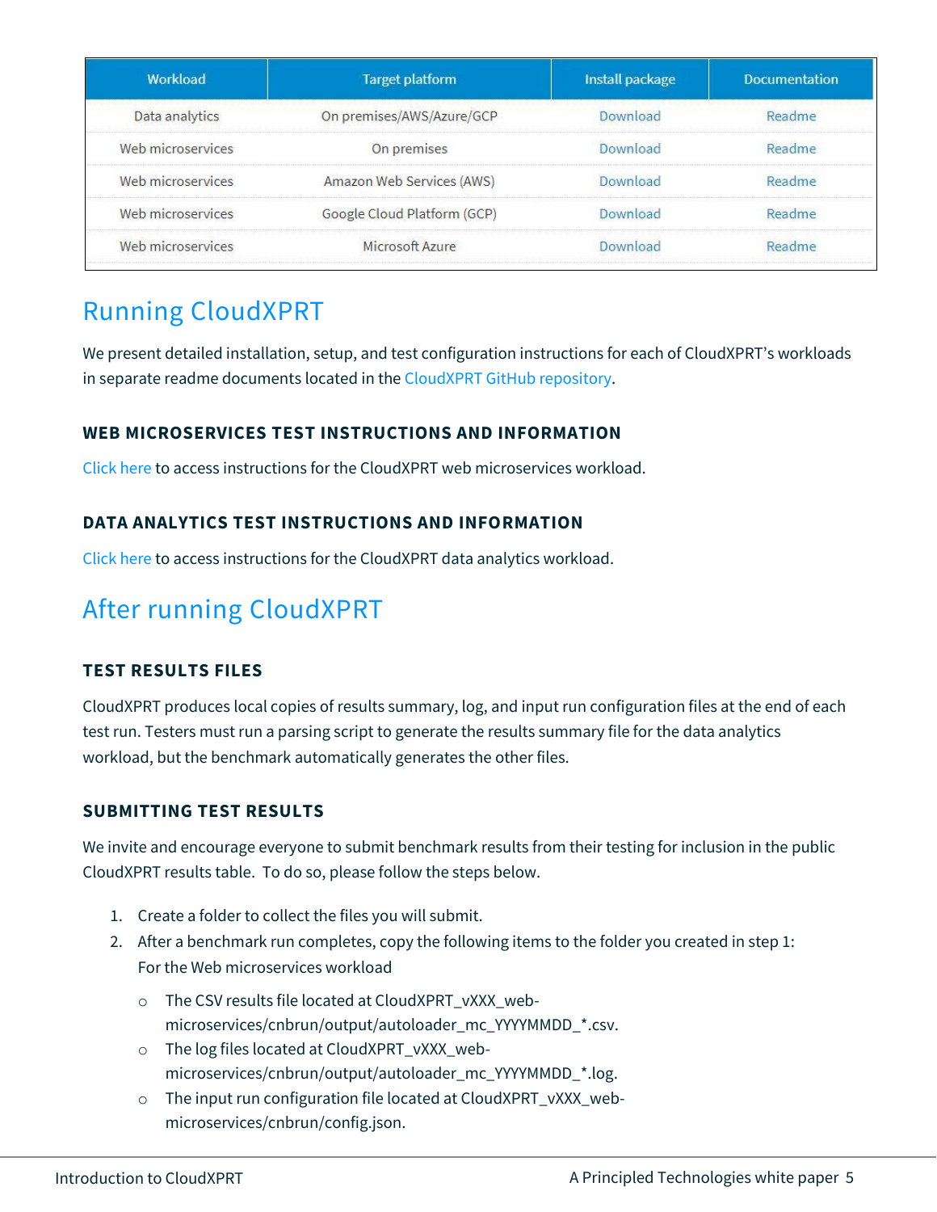| Workload | Target platform | Install package | Documentation |
| --- | --- | --- | --- |
| Data analytics | On premises/AWS/Azure/GCP | Download | Readme |
| Web microservices | On premises | Download | Readme |
| Web microservices | Amazon Web Services (AWS) | Download | Readme |
| Web microservices | Google Cloud Platform (GCP) | Download | Readme |
| Web microservices | Microsoft Azure | Download | Readme |

# Running CloudXPRT

We present detailed installation, setup, and test configuration instructions for each of CloudXPRT's workloads in separate readme documents located in the CloudXPRT GitHub repository.

### WEB MICROSERVICES TEST INSTRUCTIONS AND INFORMATION

Click here to access instructions for the CloudXPRT web microservices workload.

### DATA ANALYTICS TEST INSTRUCTIONS AND INFORMATION

Click here to access instructions for the CloudXPRT data analytics workload.

# After running CloudXPRT

### TEST RESULTS FILES

CloudXPRT produces local copies of results summary, log, and input run configuration files at the end of each test run. Testers must run a parsing script to generate the results summary file for the data analytics workload, but the benchmark automatically generates the other files.

### SUBMITTING TEST RESULTS

We invite and encourage everyone to submit benchmark results from their testing for inclusion in the public CloudXPRT results table. To do so, please follow the steps below.

1. Create a folder to collect the files you will submit.
2. After a benchmark run completes, copy the following items to the folder you created in step 1:
   For the Web microservices workload
   - The CSV results file located at CloudXPRT_vXXX_web-microservices/cnbrun/output/autoloader_mc_YYYYMMDD_*.csv.
   - The log files located at CloudXPRT_vXXX_web-microservices/cnbrun/output/autoloader_mc_YYYYMMDD_*.log.
   - The input run configuration file located at CloudXPRT_vXXX_web-microservices/cnbrun/config.json.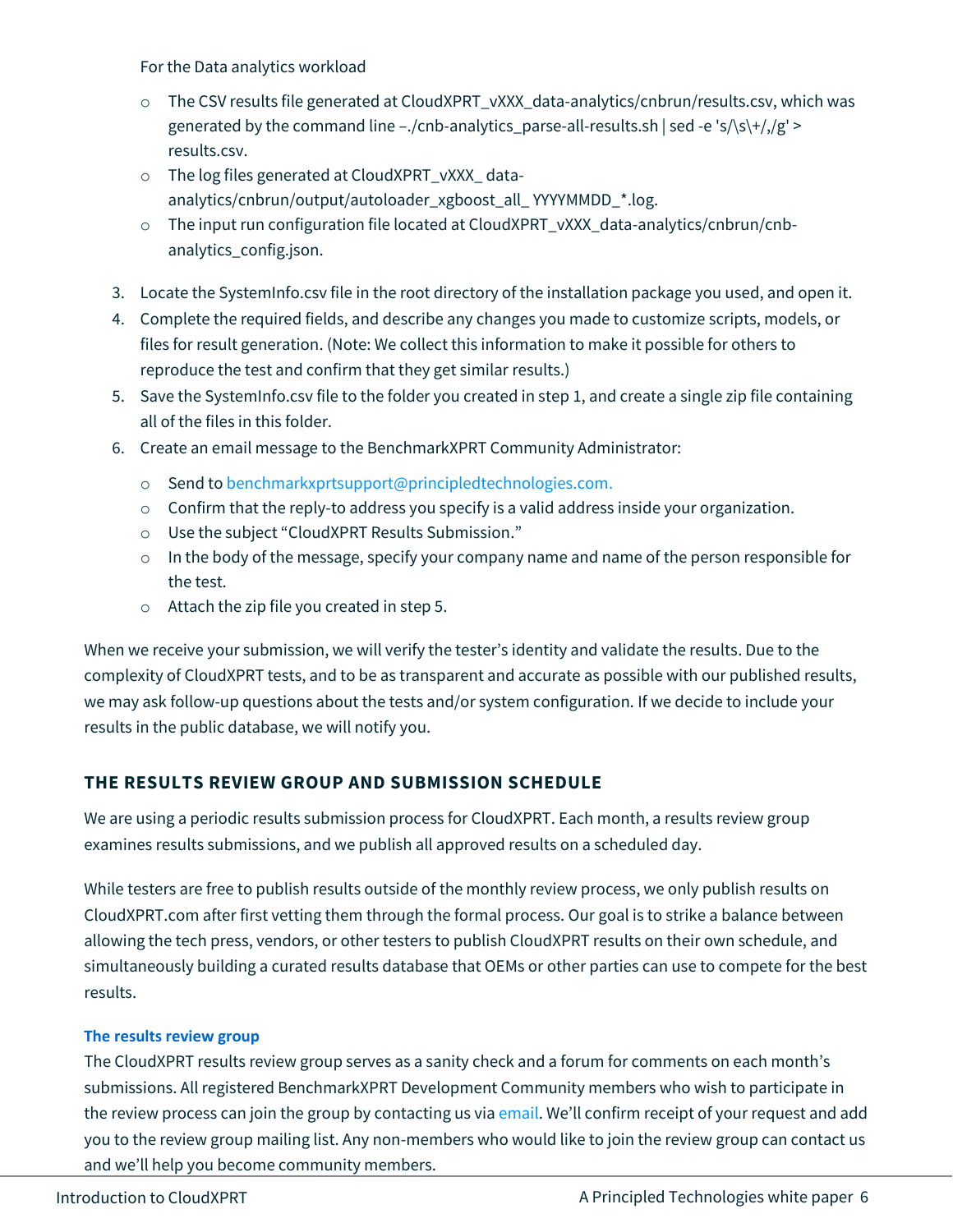For the Data analytics workload

- The CSV results file generated at CloudXPRT_vXXX_data-analytics/cnbrun/results.csv, which was generated by the command line –./cnb-analytics_parse-all-results.sh | sed -e 's/\s\+/,/g' > results.csv.
- The log files generated at CloudXPRT_vXXX_ data-analytics/cnbrun/output/autoloader_xgboost_all_ YYYYMMDD_*.log.
- The input run configuration file located at CloudXPRT_vXXX_data-analytics/cnbrun/cnb-analytics_config.json.

3. Locate the SystemInfo.csv file in the root directory of the installation package you used, and open it.
4. Complete the required fields, and describe any changes you made to customize scripts, models, or files for result generation. (Note: We collect this information to make it possible for others to reproduce the test and confirm that they get similar results.)
5. Save the SystemInfo.csv file to the folder you created in step 1, and create a single zip file containing all of the files in this folder.
6. Create an email message to the BenchmarkXPRT Community Administrator:
   - Send to benchmarkxprtsupport@principledtechnologies.com.
   - Confirm that the reply-to address you specify is a valid address inside your organization.
   - Use the subject "CloudXPRT Results Submission."
   - In the body of the message, specify your company name and name of the person responsible for the test.
   - Attach the zip file you created in step 5.

When we receive your submission, we will verify the tester's identity and validate the results. Due to the complexity of CloudXPRT tests, and to be as transparent and accurate as possible with our published results, we may ask follow-up questions about the tests and/or system configuration. If we decide to include your results in the public database, we will notify you.

## THE RESULTS REVIEW GROUP AND SUBMISSION SCHEDULE

We are using a periodic results submission process for CloudXPRT. Each month, a results review group examines results submissions, and we publish all approved results on a scheduled day.

While testers are free to publish results outside of the monthly review process, we only publish results on CloudXPRT.com after first vetting them through the formal process. Our goal is to strike a balance between allowing the tech press, vendors, or other testers to publish CloudXPRT results on their own schedule, and simultaneously building a curated results database that OEMs or other parties can use to compete for the best results.

### The results review group

The CloudXPRT results review group serves as a sanity check and a forum for comments on each month's submissions. All registered BenchmarkXPRT Development Community members who wish to participate in the review process can join the group by contacting us via email. We'll confirm receipt of your request and add you to the review group mailing list. Any non-members who would like to join the review group can contact us and we'll help you become community members.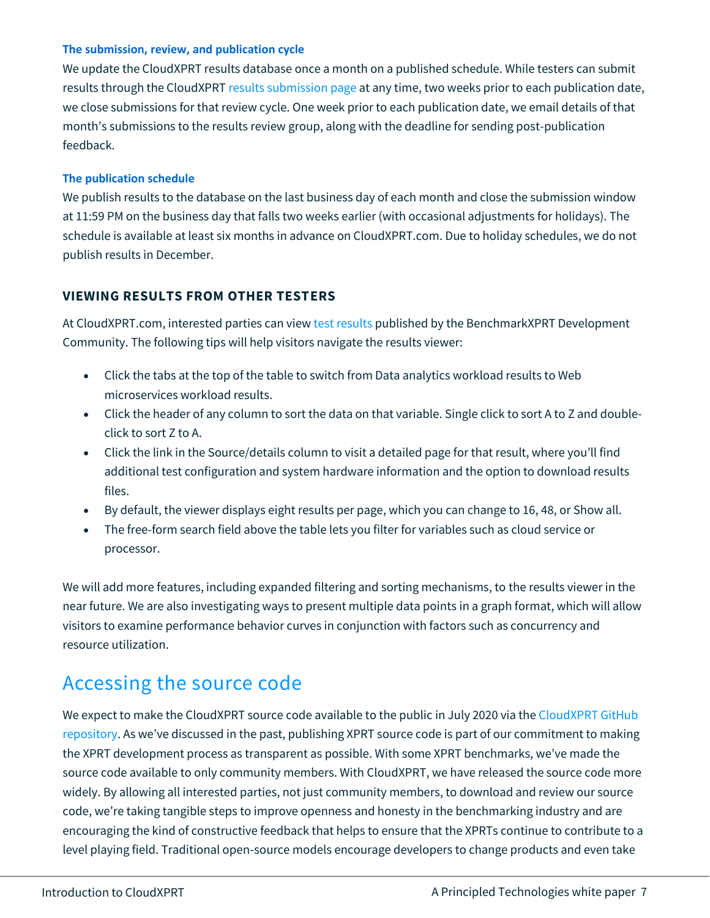#### The submission, review, and publication cycle

We update the CloudXPRT results database once a month on a published schedule. While testers can submit results through the CloudXPRT results submission page at any time, two weeks prior to each publication date, we close submissions for that review cycle. One week prior to each publication date, we email details of that month's submissions to the results review group, along with the deadline for sending post-publication feedback.

#### The publication schedule

We publish results to the database on the last business day of each month and close the submission window at 11:59 PM on the business day that falls two weeks earlier (with occasional adjustments for holidays). The schedule is available at least six months in advance on CloudXPRT.com. Due to holiday schedules, we do not publish results in December.

### VIEWING RESULTS FROM OTHER TESTERS

At CloudXPRT.com, interested parties can view test results published by the BenchmarkXPRT Development Community. The following tips will help visitors navigate the results viewer:

- Click the tabs at the top of the table to switch from Data analytics workload results to Web microservices workload results.
- Click the header of any column to sort the data on that variable. Single click to sort A to Z and double-click to sort Z to A.
- Click the link in the Source/details column to visit a detailed page for that result, where you'll find additional test configuration and system hardware information and the option to download results files.
- By default, the viewer displays eight results per page, which you can change to 16, 48, or Show all.
- The free-form search field above the table lets you filter for variables such as cloud service or processor.

We will add more features, including expanded filtering and sorting mechanisms, to the results viewer in the near future. We are also investigating ways to present multiple data points in a graph format, which will allow visitors to examine performance behavior curves in conjunction with factors such as concurrency and resource utilization.

## Accessing the source code

We expect to make the CloudXPRT source code available to the public in July 2020 via the CloudXPRT GitHub repository. As we've discussed in the past, publishing XPRT source code is part of our commitment to making the XPRT development process as transparent as possible. With some XPRT benchmarks, we've made the source code available to only community members. With CloudXPRT, we have released the source code more widely. By allowing all interested parties, not just community members, to download and review our source code, we're taking tangible steps to improve openness and honesty in the benchmarking industry and are encouraging the kind of constructive feedback that helps to ensure that the XPRTs continue to contribute to a level playing field. Traditional open-source models encourage developers to change products and even take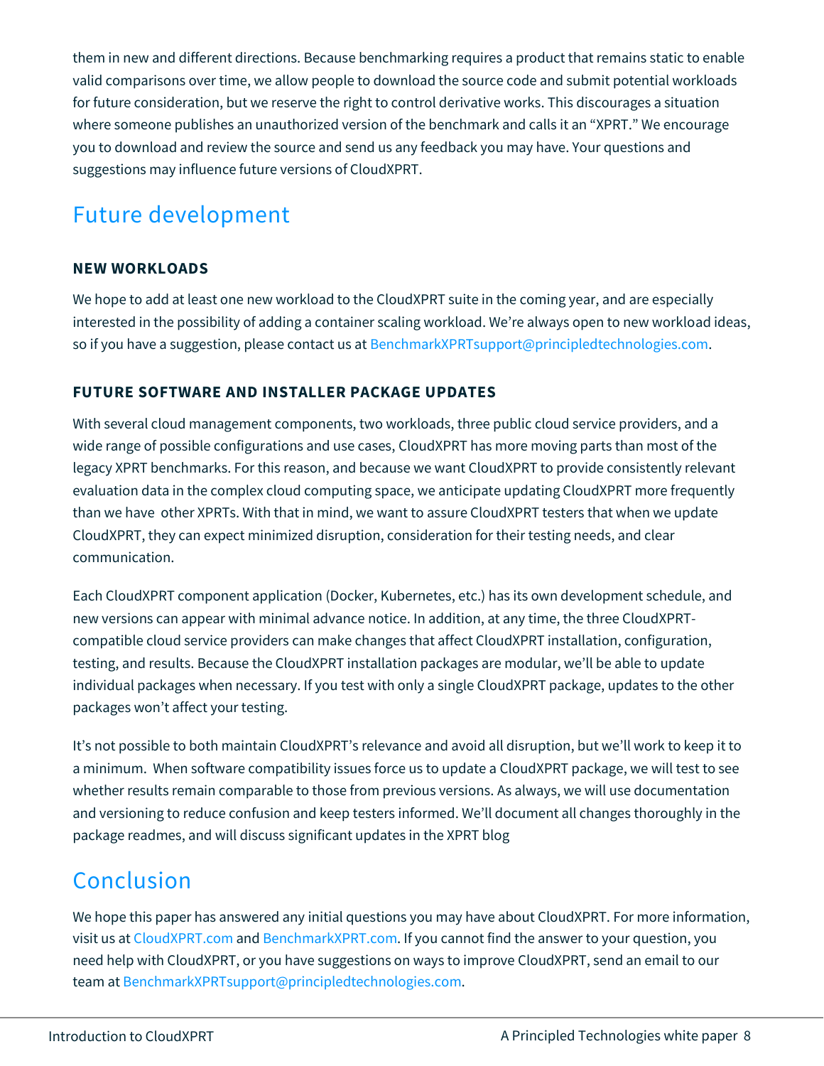them in new and different directions. Because benchmarking requires a product that remains static to enable valid comparisons over time, we allow people to download the source code and submit potential workloads for future consideration, but we reserve the right to control derivative works. This discourages a situation where someone publishes an unauthorized version of the benchmark and calls it an "XPRT." We encourage you to download and review the source and send us any feedback you may have. Your questions and suggestions may influence future versions of CloudXPRT.

## Future development

### NEW WORKLOADS

We hope to add at least one new workload to the CloudXPRT suite in the coming year, and are especially interested in the possibility of adding a container scaling workload. We're always open to new workload ideas, so if you have a suggestion, please contact us at BenchmarkXPRTsupport@principledtechnologies.com.

### FUTURE SOFTWARE AND INSTALLER PACKAGE UPDATES

With several cloud management components, two workloads, three public cloud service providers, and a wide range of possible configurations and use cases, CloudXPRT has more moving parts than most of the legacy XPRT benchmarks. For this reason, and because we want CloudXPRT to provide consistently relevant evaluation data in the complex cloud computing space, we anticipate updating CloudXPRT more frequently than we have other XPRTs. With that in mind, we want to assure CloudXPRT testers that when we update CloudXPRT, they can expect minimized disruption, consideration for their testing needs, and clear communication.

Each CloudXPRT component application (Docker, Kubernetes, etc.) has its own development schedule, and new versions can appear with minimal advance notice. In addition, at any time, the three CloudXPRT-compatible cloud service providers can make changes that affect CloudXPRT installation, configuration, testing, and results. Because the CloudXPRT installation packages are modular, we'll be able to update individual packages when necessary. If you test with only a single CloudXPRT package, updates to the other packages won't affect your testing.

It's not possible to both maintain CloudXPRT's relevance and avoid all disruption, but we'll work to keep it to a minimum. When software compatibility issues force us to update a CloudXPRT package, we will test to see whether results remain comparable to those from previous versions. As always, we will use documentation and versioning to reduce confusion and keep testers informed. We'll document all changes thoroughly in the package readmes, and will discuss significant updates in the XPRT blog

## Conclusion

We hope this paper has answered any initial questions you may have about CloudXPRT. For more information, visit us at CloudXPRT.com and BenchmarkXPRT.com. If you cannot find the answer to your question, you need help with CloudXPRT, or you have suggestions on ways to improve CloudXPRT, send an email to our team at BenchmarkXPRTsupport@principledtechnologies.com.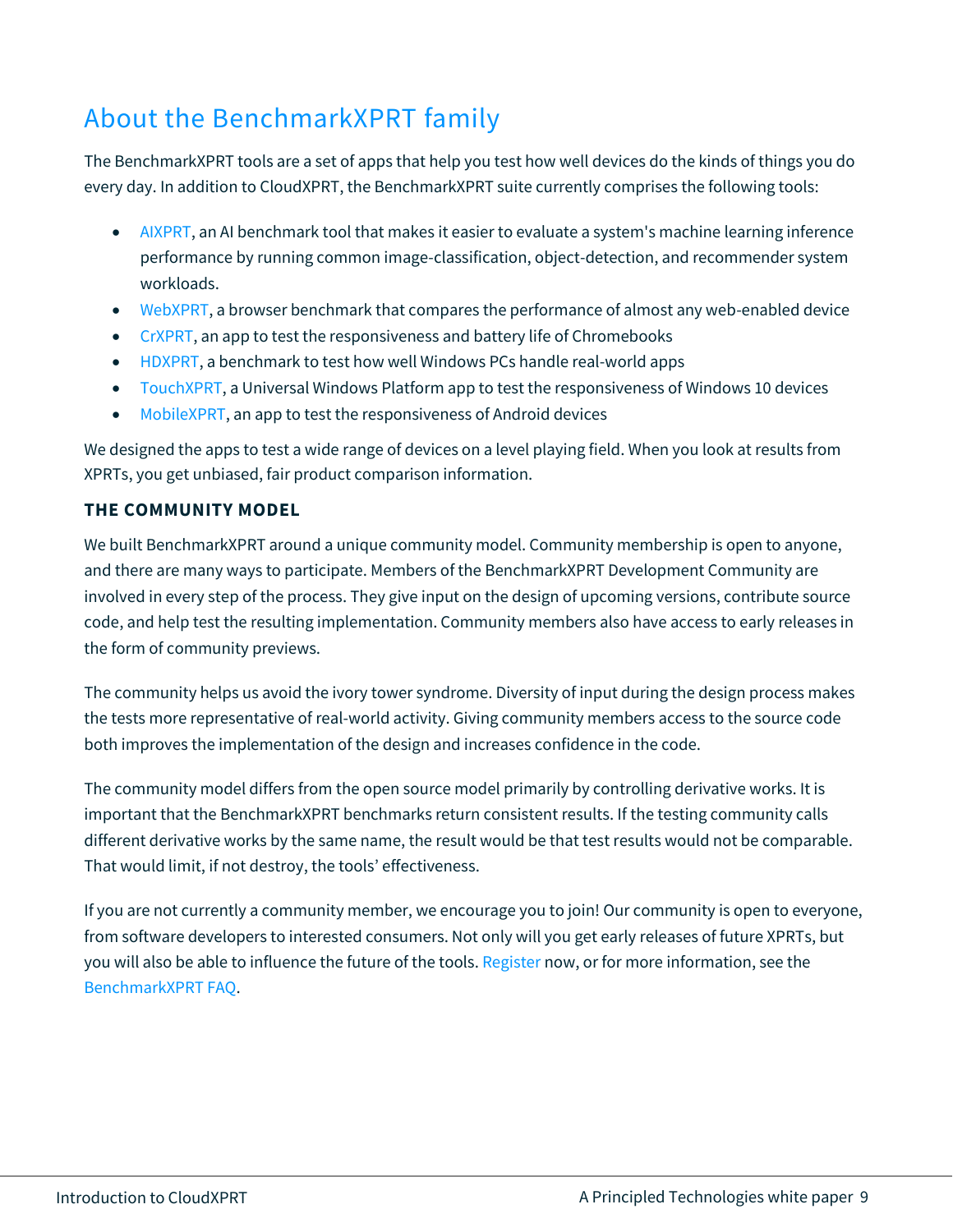# About the BenchmarkXPRT family

The BenchmarkXPRT tools are a set of apps that help you test how well devices do the kinds of things you do every day. In addition to CloudXPRT, the BenchmarkXPRT suite currently comprises the following tools:

- AIXPRT, an AI benchmark tool that makes it easier to evaluate a system's machine learning inference performance by running common image-classification, object-detection, and recommender system workloads.
- WebXPRT, a browser benchmark that compares the performance of almost any web-enabled device
- CrXPRT, an app to test the responsiveness and battery life of Chromebooks
- HDXPRT, a benchmark to test how well Windows PCs handle real-world apps
- TouchXPRT, a Universal Windows Platform app to test the responsiveness of Windows 10 devices
- MobileXPRT, an app to test the responsiveness of Android devices

We designed the apps to test a wide range of devices on a level playing field. When you look at results from XPRTs, you get unbiased, fair product comparison information.

### THE COMMUNITY MODEL

We built BenchmarkXPRT around a unique community model. Community membership is open to anyone, and there are many ways to participate. Members of the BenchmarkXPRT Development Community are involved in every step of the process. They give input on the design of upcoming versions, contribute source code, and help test the resulting implementation. Community members also have access to early releases in the form of community previews.

The community helps us avoid the ivory tower syndrome. Diversity of input during the design process makes the tests more representative of real-world activity. Giving community members access to the source code both improves the implementation of the design and increases confidence in the code.

The community model differs from the open source model primarily by controlling derivative works. It is important that the BenchmarkXPRT benchmarks return consistent results. If the testing community calls different derivative works by the same name, the result would be that test results would not be comparable. That would limit, if not destroy, the tools' effectiveness.

If you are not currently a community member, we encourage you to join! Our community is open to everyone, from software developers to interested consumers. Not only will you get early releases of future XPRTs, but you will also be able to influence the future of the tools. Register now, or for more information, see the BenchmarkXPRT FAQ.